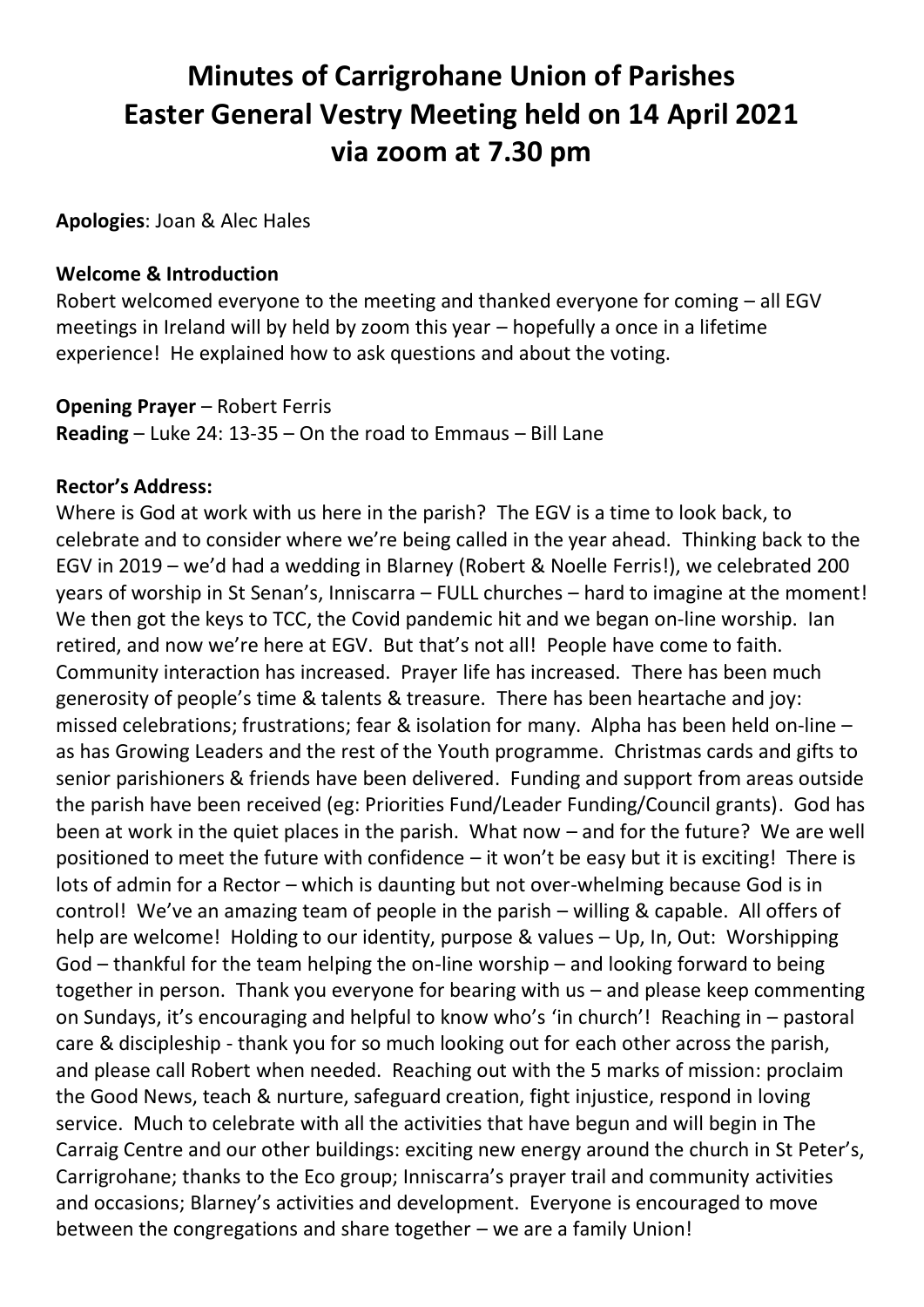# Minutes of Carrigrohane Union of Parishes Easter General Vestry Meeting held on 14 April 2021 via zoom at 7.30 pm

**Apologies**: Joan & Alec Hales

**Welcome & Introduction**
Robert welcomed everyone to the meeting and thanked everyone for coming – all EGV meetings in Ireland will by held by zoom this year – hopefully a once in a lifetime experience! He explained how to ask questions and about the voting.

**Opening Prayer** – Robert Ferris
**Reading** – Luke 24: 13-35 – On the road to Emmaus – Bill Lane

**Rector's Address:**
Where is God at work with us here in the parish? The EGV is a time to look back, to celebrate and to consider where we're being called in the year ahead. Thinking back to the EGV in 2019 – we'd had a wedding in Blarney (Robert & Noelle Ferris!), we celebrated 200 years of worship in St Senan's, Inniscarra – FULL churches – hard to imagine at the moment! We then got the keys to TCC, the Covid pandemic hit and we began on-line worship. Ian retired, and now we're here at EGV. But that's not all! People have come to faith. Community interaction has increased. Prayer life has increased. There has been much generosity of people's time & talents & treasure. There has been heartache and joy: missed celebrations; frustrations; fear & isolation for many. Alpha has been held on-line – as has Growing Leaders and the rest of the Youth programme. Christmas cards and gifts to senior parishioners & friends have been delivered. Funding and support from areas outside the parish have been received (eg: Priorities Fund/Leader Funding/Council grants). God has been at work in the quiet places in the parish. What now – and for the future? We are well positioned to meet the future with confidence – it won't be easy but it is exciting! There is lots of admin for a Rector – which is daunting but not over-whelming because God is in control! We've an amazing team of people in the parish – willing & capable. All offers of help are welcome! Holding to our identity, purpose & values – Up, In, Out: Worshipping God – thankful for the team helping the on-line worship – and looking forward to being together in person. Thank you everyone for bearing with us – and please keep commenting on Sundays, it's encouraging and helpful to know who's 'in church'! Reaching in – pastoral care & discipleship - thank you for so much looking out for each other across the parish, and please call Robert when needed. Reaching out with the 5 marks of mission: proclaim the Good News, teach & nurture, safeguard creation, fight injustice, respond in loving service. Much to celebrate with all the activities that have begun and will begin in The Carraig Centre and our other buildings: exciting new energy around the church in St Peter's, Carrigrohane; thanks to the Eco group; Inniscarra's prayer trail and community activities and occasions; Blarney's activities and development. Everyone is encouraged to move between the congregations and share together – we are a family Union!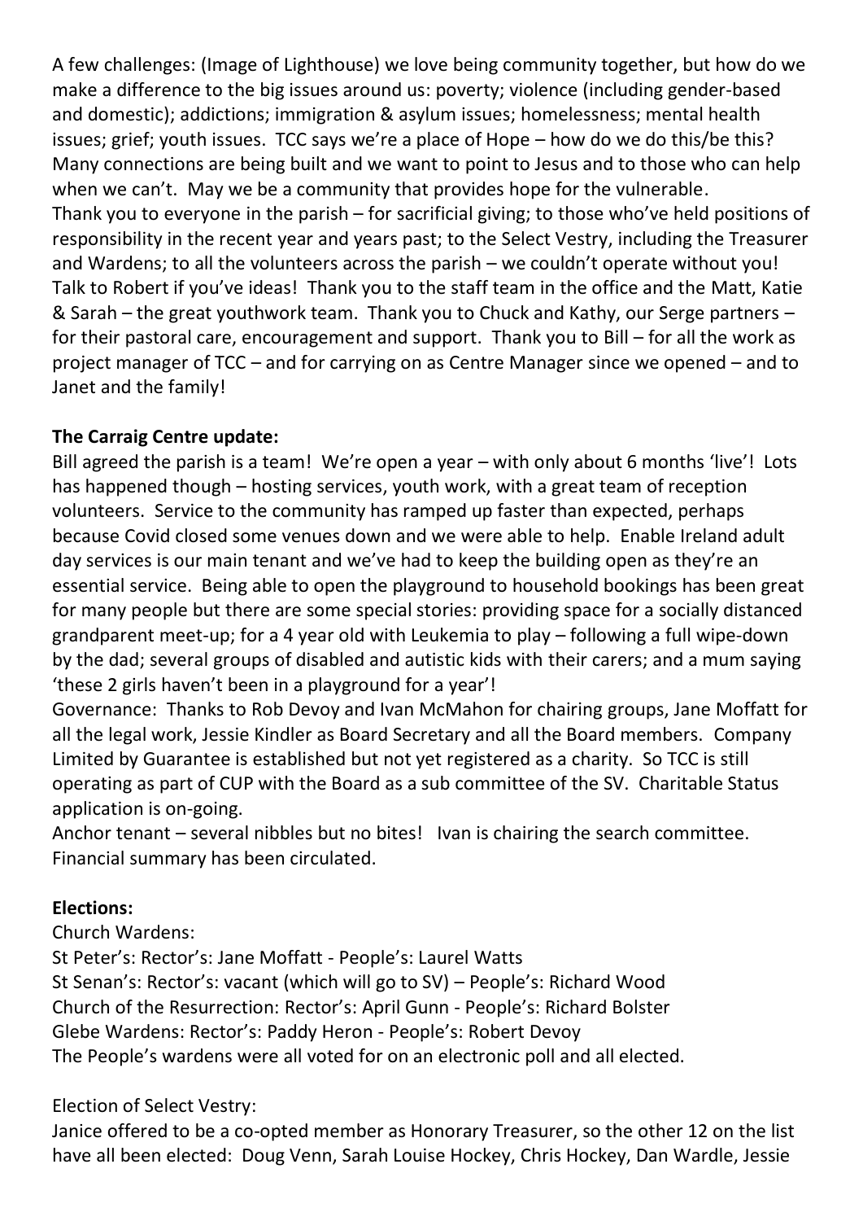A few challenges: (Image of Lighthouse) we love being community together, but how do we make a difference to the big issues around us: poverty; violence (including gender-based and domestic); addictions; immigration & asylum issues; homelessness; mental health issues; grief; youth issues. TCC says we're a place of Hope – how do we do this/be this? Many connections are being built and we want to point to Jesus and to those who can help when we can't. May we be a community that provides hope for the vulnerable.
Thank you to everyone in the parish – for sacrificial giving; to those who've held positions of responsibility in the recent year and years past; to the Select Vestry, including the Treasurer and Wardens; to all the volunteers across the parish – we couldn't operate without you! Talk to Robert if you've ideas! Thank you to the staff team in the office and the Matt, Katie & Sarah – the great youthwork team. Thank you to Chuck and Kathy, our Serge partners – for their pastoral care, encouragement and support. Thank you to Bill – for all the work as project manager of TCC – and for carrying on as Centre Manager since we opened – and to Janet and the family!

**The Carraig Centre update:**
Bill agreed the parish is a team! We're open a year – with only about 6 months 'live'! Lots has happened though – hosting services, youth work, with a great team of reception volunteers. Service to the community has ramped up faster than expected, perhaps because Covid closed some venues down and we were able to help. Enable Ireland adult day services is our main tenant and we've had to keep the building open as they're an essential service. Being able to open the playground to household bookings has been great for many people but there are some special stories: providing space for a socially distanced grandparent meet-up; for a 4 year old with Leukemia to play – following a full wipe-down by the dad; several groups of disabled and autistic kids with their carers; and a mum saying 'these 2 girls haven't been in a playground for a year'!
Governance: Thanks to Rob Devoy and Ivan McMahon for chairing groups, Jane Moffatt for all the legal work, Jessie Kindler as Board Secretary and all the Board members. Company Limited by Guarantee is established but not yet registered as a charity. So TCC is still operating as part of CUP with the Board as a sub committee of the SV. Charitable Status application is on-going.
Anchor tenant – several nibbles but no bites! Ivan is chairing the search committee.
Financial summary has been circulated.

**Elections:**
Church Wardens:
St Peter's: Rector's: Jane Moffatt - People's: Laurel Watts
St Senan's: Rector's: vacant (which will go to SV) – People's: Richard Wood
Church of the Resurrection: Rector's: April Gunn - People's: Richard Bolster
Glebe Wardens: Rector's: Paddy Heron - People's: Robert Devoy
The People's wardens were all voted for on an electronic poll and all elected.

Election of Select Vestry:
Janice offered to be a co-opted member as Honorary Treasurer, so the other 12 on the list have all been elected: Doug Venn, Sarah Louise Hockey, Chris Hockey, Dan Wardle, Jessie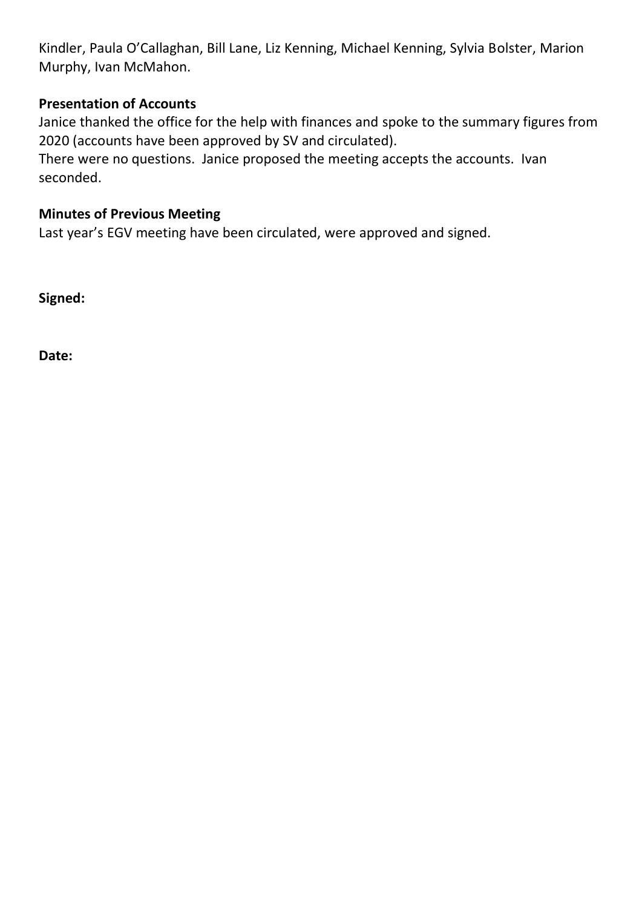Kindler, Paula O'Callaghan, Bill Lane, Liz Kenning, Michael Kenning, Sylvia Bolster, Marion Murphy, Ivan McMahon.

**Presentation of Accounts**

Janice thanked the office for the help with finances and spoke to the summary figures from 2020 (accounts have been approved by SV and circulated).

There were no questions. Janice proposed the meeting accepts the accounts. Ivan seconded.

**Minutes of Previous Meeting**

Last year's EGV meeting have been circulated, were approved and signed.

**Signed:**

**Date:**